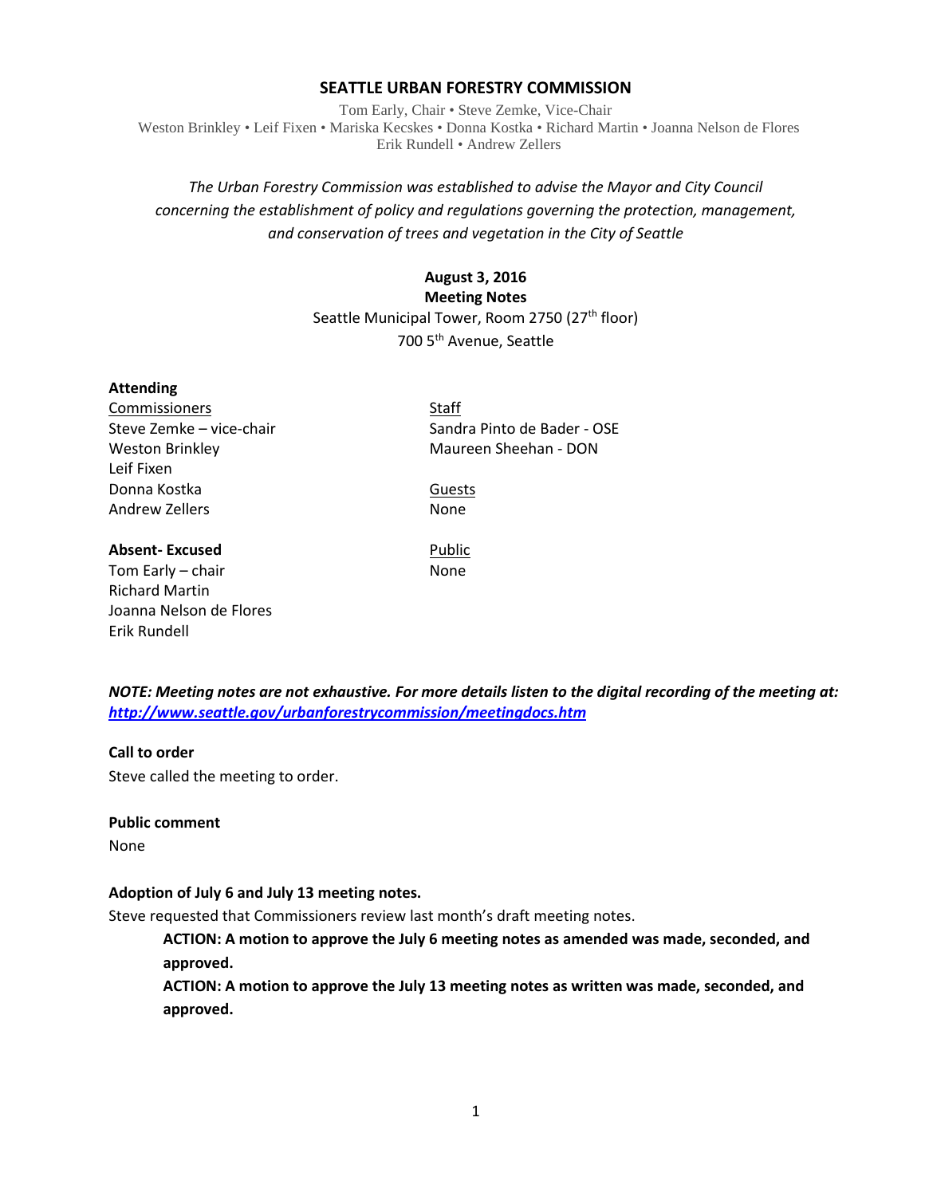# SEATTLE URBAN FORESTRY COMMISSION

Tom Early, Chair • Steve Zemke, Vice-Chair
Weston Brinkley • Leif Fixen • Mariska Kecskes • Donna Kostka • Richard Martin • Joanna Nelson de Flores
Erik Rundell • Andrew Zellers

*The Urban Forestry Commission was established to advise the Mayor and City Council concerning the establishment of policy and regulations governing the protection, management, and conservation of trees and vegetation in the City of Seattle*

**August 3, 2016**
**Meeting Notes**
Seattle Municipal Tower, Room 2750 (27th floor)
700 5th Avenue, Seattle

**Attending**

Commissioners
Steve Zemke – vice-chair
Weston Brinkley
Leif Fixen
Donna Kostka
Andrew Zellers

Staff
Sandra Pinto de Bader - OSE
Maureen Sheehan - DON

Guests
None

**Absent- Excused**
Tom Early – chair
Richard Martin
Joanna Nelson de Flores
Erik Rundell

Public
None

***NOTE: Meeting notes are not exhaustive. For more details listen to the digital recording of the meeting at: http://www.seattle.gov/urbanforestrycommission/meetingdocs.htm***

**Call to order**
Steve called the meeting to order.

**Public comment**
None

**Adoption of July 6 and July 13 meeting notes.**
Steve requested that Commissioners review last month's draft meeting notes.

> **ACTION: A motion to approve the July 6 meeting notes as amended was made, seconded, and approved.**
> **ACTION: A motion to approve the July 13 meeting notes as written was made, seconded, and approved.**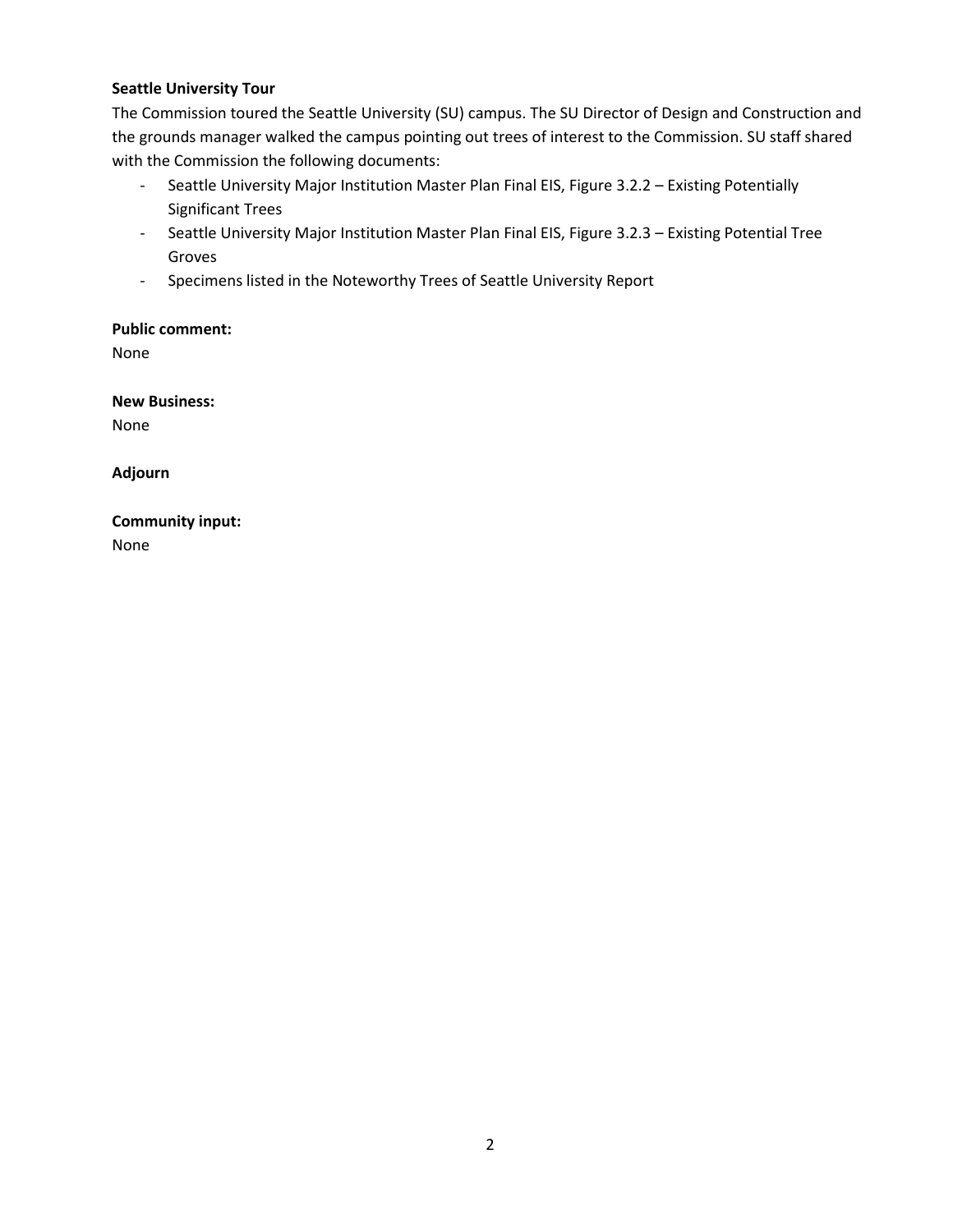**Seattle University Tour**

The Commission toured the Seattle University (SU) campus. The SU Director of Design and Construction and the grounds manager walked the campus pointing out trees of interest to the Commission. SU staff shared with the Commission the following documents:

- Seattle University Major Institution Master Plan Final EIS, Figure 3.2.2 – Existing Potentially Significant Trees
- Seattle University Major Institution Master Plan Final EIS, Figure 3.2.3 – Existing Potential Tree Groves
- Specimens listed in the Noteworthy Trees of Seattle University Report

**Public comment:**

None

**New Business:**

None

**Adjourn**

**Community input:**

None